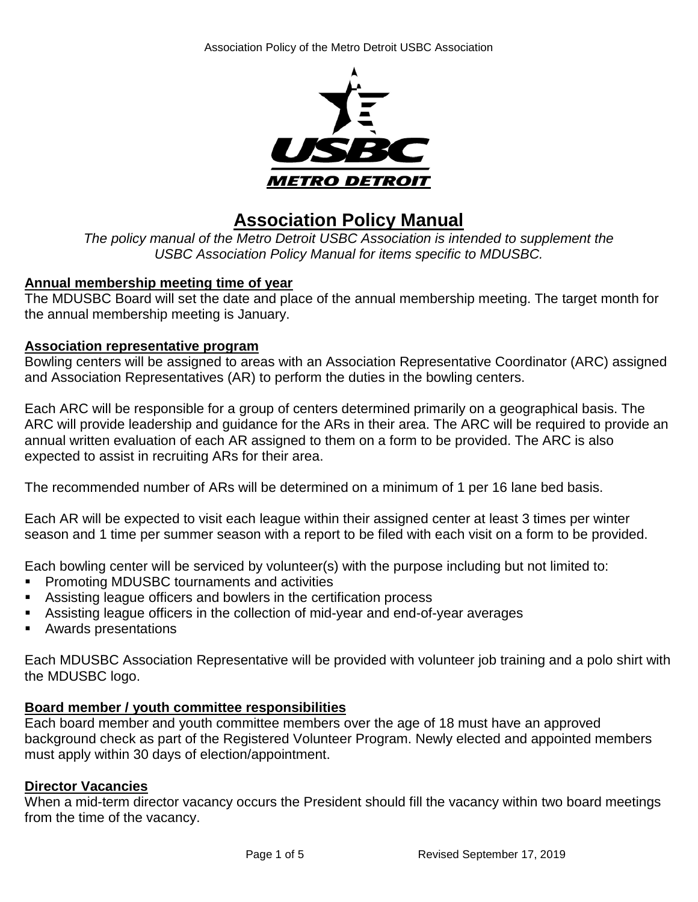# Association Policy Manual

*The policy manual of the Metro Detroit USBC Association is intended to supplement the USBC Association Policy Manual for items specific to MDUSBC.*

## Annual membership meeting time of year

The MDUSBC Board will set the date and place of the annual membership meeting. The target month for the annual membership meeting is January.

## Association representative program

Bowling centers will be assigned to areas with an Association Representative Coordinator (ARC) assigned and Association Representatives (AR) to perform the duties in the bowling centers.

Each ARC will be responsible for a group of centers determined primarily on a geographical basis. The ARC will provide leadership and guidance for the ARs in their area. The ARC will be required to provide an annual written evaluation of each AR assigned to them on a form to be provided. The ARC is also expected to assist in recruiting ARs for their area.

The recommended number of ARs will be determined on a minimum of 1 per 16 lane bed basis.

Each AR will be expected to visit each league within their assigned center at least 3 times per winter season and 1 time per summer season with a report to be filed with each visit on a form to be provided.

Each bowling center will be serviced by volunteer(s) with the purpose including but not limited to:

- Promoting MDUSBC tournaments and activities
- Assisting league officers and bowlers in the certification process
- Assisting league officers in the collection of mid-year and end-of-year averages
- Awards presentations

Each MDUSBC Association Representative will be provided with volunteer job training and a polo shirt with the MDUSBC logo.

## Board member / youth committee responsibilities

Each board member and youth committee members over the age of 18 must have an approved background check as part of the Registered Volunteer Program. Newly elected and appointed members must apply within 30 days of election/appointment.

## Director Vacancies

When a mid-term director vacancy occurs the President should fill the vacancy within two board meetings from the time of the vacancy.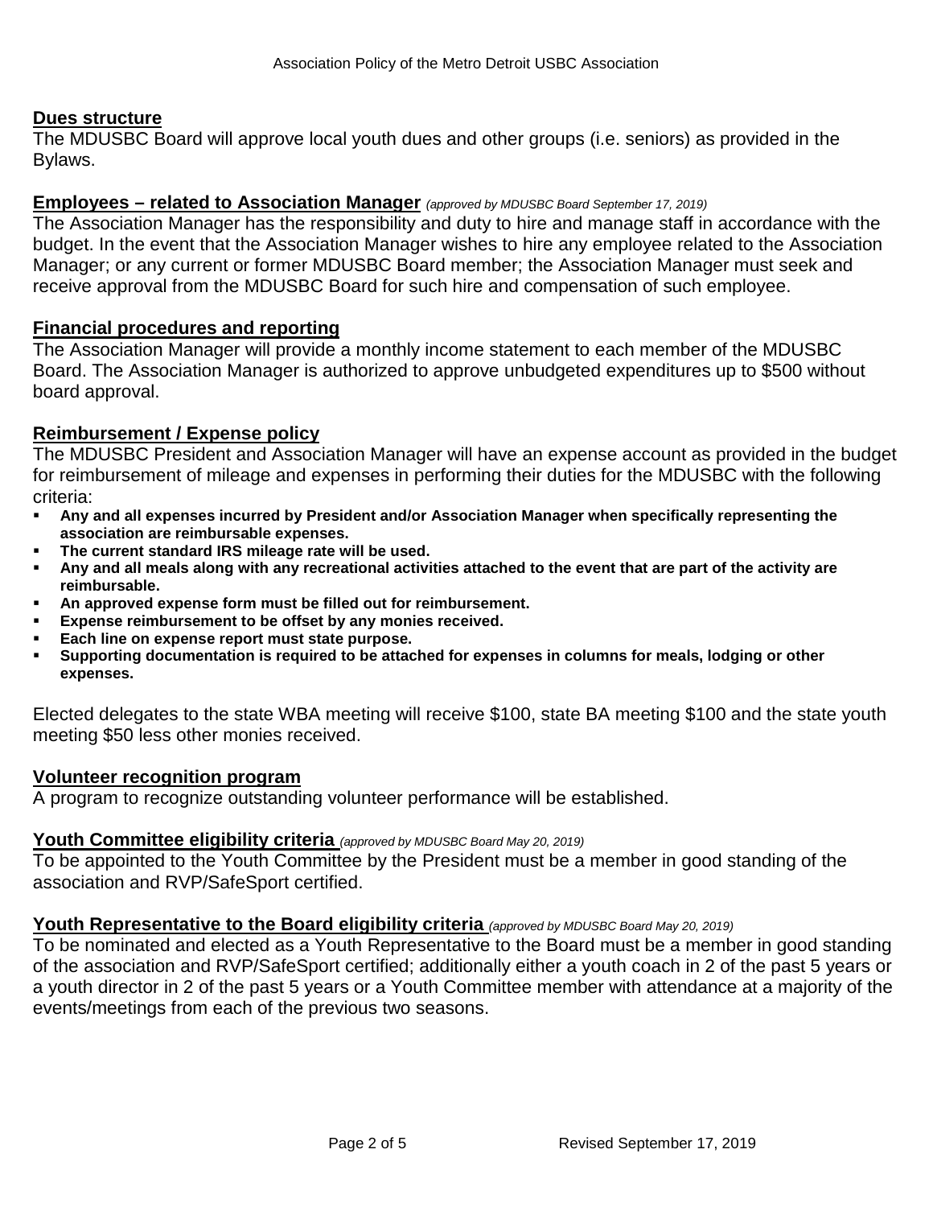## Dues structure

The MDUSBC Board will approve local youth dues and other groups (i.e. seniors) as provided in the Bylaws.

## Employees – related to Association Manager *(approved by MDUSBC Board September 17, 2019)*

The Association Manager has the responsibility and duty to hire and manage staff in accordance with the budget. In the event that the Association Manager wishes to hire any employee related to the Association Manager; or any current or former MDUSBC Board member; the Association Manager must seek and receive approval from the MDUSBC Board for such hire and compensation of such employee.

## Financial procedures and reporting

The Association Manager will provide a monthly income statement to each member of the MDUSBC Board. The Association Manager is authorized to approve unbudgeted expenditures up to $500 without board approval.

## Reimbursement / Expense policy

The MDUSBC President and Association Manager will have an expense account as provided in the budget for reimbursement of mileage and expenses in performing their duties for the MDUSBC with the following criteria:

- **Any and all expenses incurred by President and/or Association Manager when specifically representing the association are reimbursable expenses.**
- **The current standard IRS mileage rate will be used.**
- **Any and all meals along with any recreational activities attached to the event that are part of the activity are reimbursable.**
- **An approved expense form must be filled out for reimbursement.**
- **Expense reimbursement to be offset by any monies received.**
- **Each line on expense report must state purpose.**
- **Supporting documentation is required to be attached for expenses in columns for meals, lodging or other expenses.**

Elected delegates to the state WBA meeting will receive $100, state BA meeting $100 and the state youth meeting $50 less other monies received.

## Volunteer recognition program

A program to recognize outstanding volunteer performance will be established.

## Youth Committee eligibility criteria *(approved by MDUSBC Board May 20, 2019)*

To be appointed to the Youth Committee by the President must be a member in good standing of the association and RVP/SafeSport certified.

## Youth Representative to the Board eligibility criteria *(approved by MDUSBC Board May 20, 2019)*

To be nominated and elected as a Youth Representative to the Board must be a member in good standing of the association and RVP/SafeSport certified; additionally either a youth coach in 2 of the past 5 years or a youth director in 2 of the past 5 years or a Youth Committee member with attendance at a majority of the events/meetings from each of the previous two seasons.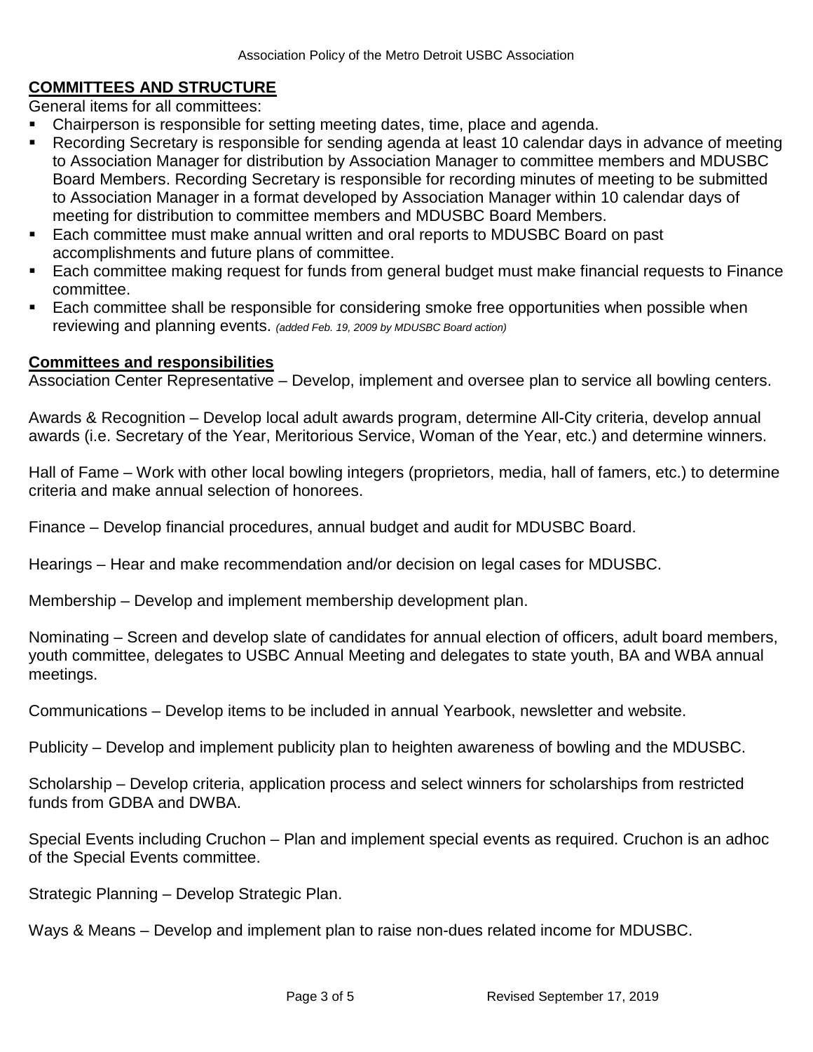## COMMITTEES AND STRUCTURE

General items for all committees:

- Chairperson is responsible for setting meeting dates, time, place and agenda.
- Recording Secretary is responsible for sending agenda at least 10 calendar days in advance of meeting to Association Manager for distribution by Association Manager to committee members and MDUSBC Board Members. Recording Secretary is responsible for recording minutes of meeting to be submitted to Association Manager in a format developed by Association Manager within 10 calendar days of meeting for distribution to committee members and MDUSBC Board Members.
- Each committee must make annual written and oral reports to MDUSBC Board on past accomplishments and future plans of committee.
- Each committee making request for funds from general budget must make financial requests to Finance committee.
- Each committee shall be responsible for considering smoke free opportunities when possible when reviewing and planning events. *(added Feb. 19, 2009 by MDUSBC Board action)*

### Committees and responsibilities

Association Center Representative – Develop, implement and oversee plan to service all bowling centers.

Awards & Recognition – Develop local adult awards program, determine All-City criteria, develop annual awards (i.e. Secretary of the Year, Meritorious Service, Woman of the Year, etc.) and determine winners.

Hall of Fame – Work with other local bowling integers (proprietors, media, hall of famers, etc.) to determine criteria and make annual selection of honorees.

Finance – Develop financial procedures, annual budget and audit for MDUSBC Board.

Hearings – Hear and make recommendation and/or decision on legal cases for MDUSBC.

Membership – Develop and implement membership development plan.

Nominating – Screen and develop slate of candidates for annual election of officers, adult board members, youth committee, delegates to USBC Annual Meeting and delegates to state youth, BA and WBA annual meetings.

Communications – Develop items to be included in annual Yearbook, newsletter and website.

Publicity – Develop and implement publicity plan to heighten awareness of bowling and the MDUSBC.

Scholarship – Develop criteria, application process and select winners for scholarships from restricted funds from GDBA and DWBA.

Special Events including Cruchon – Plan and implement special events as required. Cruchon is an adhoc of the Special Events committee.

Strategic Planning – Develop Strategic Plan.

Ways & Means – Develop and implement plan to raise non-dues related income for MDUSBC.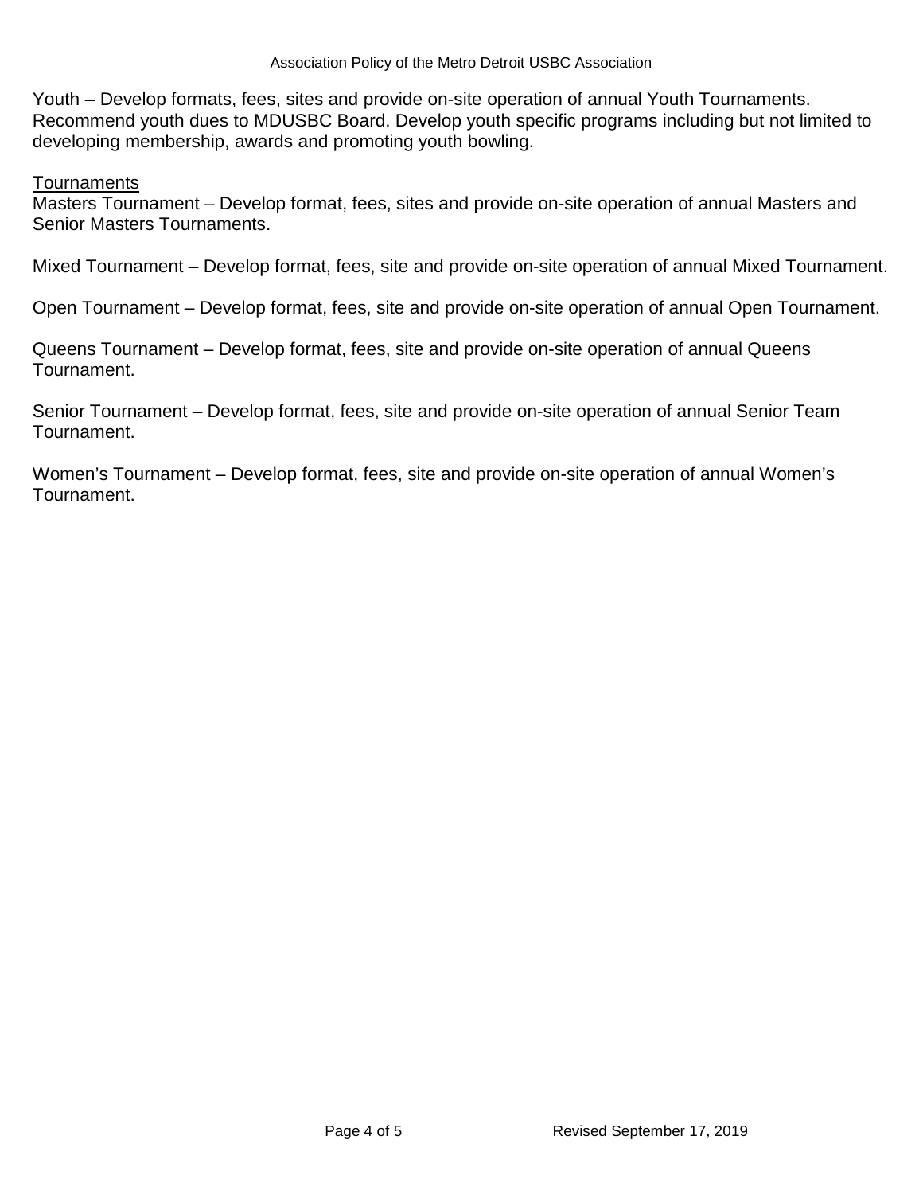Youth – Develop formats, fees, sites and provide on-site operation of annual Youth Tournaments. Recommend youth dues to MDUSBC Board. Develop youth specific programs including but not limited to developing membership, awards and promoting youth bowling.

<u>Tournaments</u>

Masters Tournament – Develop format, fees, sites and provide on-site operation of annual Masters and Senior Masters Tournaments.

Mixed Tournament – Develop format, fees, site and provide on-site operation of annual Mixed Tournament.

Open Tournament – Develop format, fees, site and provide on-site operation of annual Open Tournament.

Queens Tournament – Develop format, fees, site and provide on-site operation of annual Queens Tournament.

Senior Tournament – Develop format, fees, site and provide on-site operation of annual Senior Team Tournament.

Women's Tournament – Develop format, fees, site and provide on-site operation of annual Women's Tournament.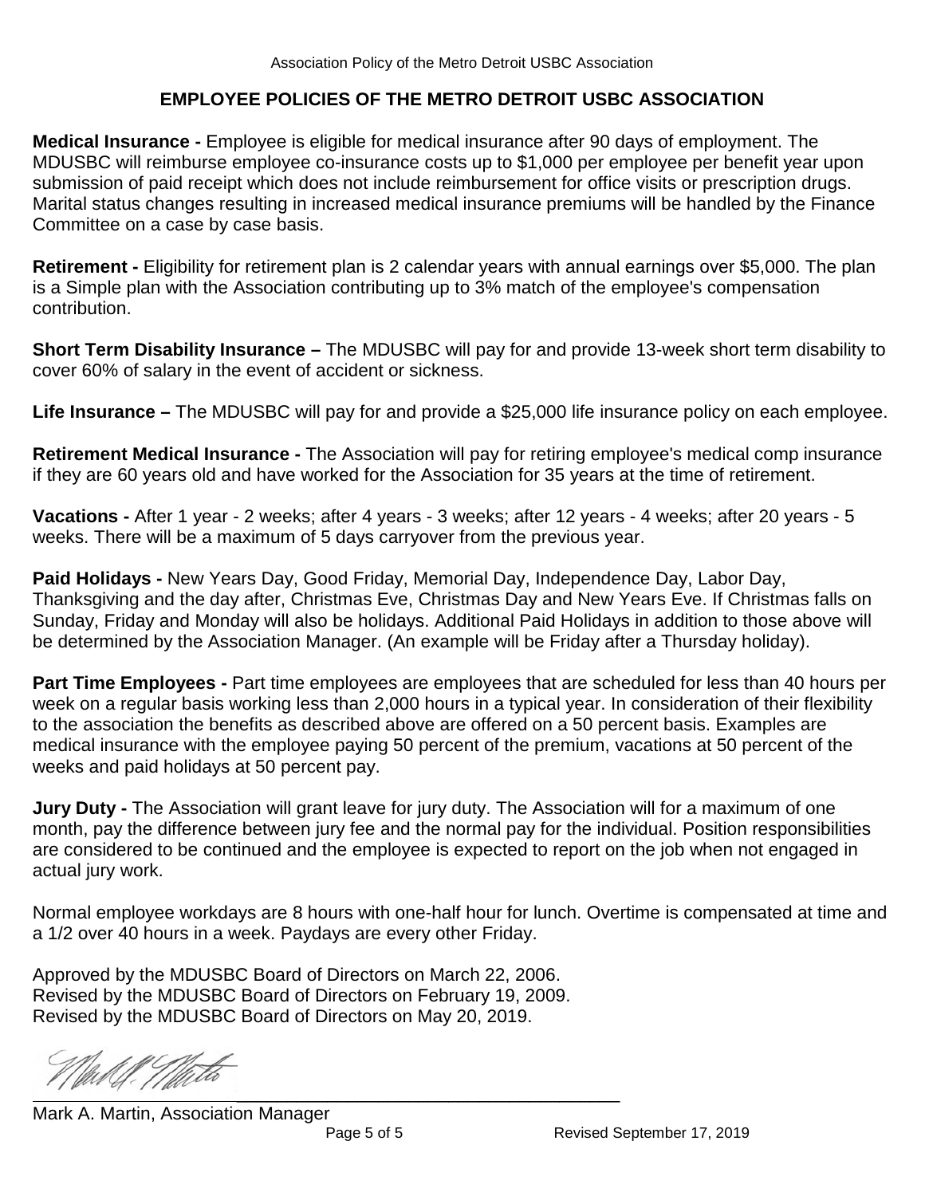# EMPLOYEE POLICIES OF THE METRO DETROIT USBC ASSOCIATION

**Medical Insurance -** Employee is eligible for medical insurance after 90 days of employment. The MDUSBC will reimburse employee co-insurance costs up to $1,000 per employee per benefit year upon submission of paid receipt which does not include reimbursement for office visits or prescription drugs. Marital status changes resulting in increased medical insurance premiums will be handled by the Finance Committee on a case by case basis.

**Retirement -** Eligibility for retirement plan is 2 calendar years with annual earnings over $5,000. The plan is a Simple plan with the Association contributing up to 3% match of the employee's compensation contribution.

**Short Term Disability Insurance –** The MDUSBC will pay for and provide 13-week short term disability to cover 60% of salary in the event of accident or sickness.

**Life Insurance –** The MDUSBC will pay for and provide a $25,000 life insurance policy on each employee.

**Retirement Medical Insurance -** The Association will pay for retiring employee's medical comp insurance if they are 60 years old and have worked for the Association for 35 years at the time of retirement.

**Vacations -** After 1 year - 2 weeks; after 4 years - 3 weeks; after 12 years - 4 weeks; after 20 years - 5 weeks. There will be a maximum of 5 days carryover from the previous year.

**Paid Holidays -** New Years Day, Good Friday, Memorial Day, Independence Day, Labor Day, Thanksgiving and the day after, Christmas Eve, Christmas Day and New Years Eve. If Christmas falls on Sunday, Friday and Monday will also be holidays. Additional Paid Holidays in addition to those above will be determined by the Association Manager. (An example will be Friday after a Thursday holiday).

**Part Time Employees -** Part time employees are employees that are scheduled for less than 40 hours per week on a regular basis working less than 2,000 hours in a typical year. In consideration of their flexibility to the association the benefits as described above are offered on a 50 percent basis. Examples are medical insurance with the employee paying 50 percent of the premium, vacations at 50 percent of the weeks and paid holidays at 50 percent pay.

**Jury Duty -** The Association will grant leave for jury duty. The Association will for a maximum of one month, pay the difference between jury fee and the normal pay for the individual. Position responsibilities are considered to be continued and the employee is expected to report on the job when not engaged in actual jury work.

Normal employee workdays are 8 hours with one-half hour for lunch. Overtime is compensated at time and a 1/2 over 40 hours in a week. Paydays are every other Friday.

Approved by the MDUSBC Board of Directors on March 22, 2006.
Revised by the MDUSBC Board of Directors on February 19, 2009.
Revised by the MDUSBC Board of Directors on May 20, 2019.

Mark A. Martin, Association Manager

Revised September 17, 2019